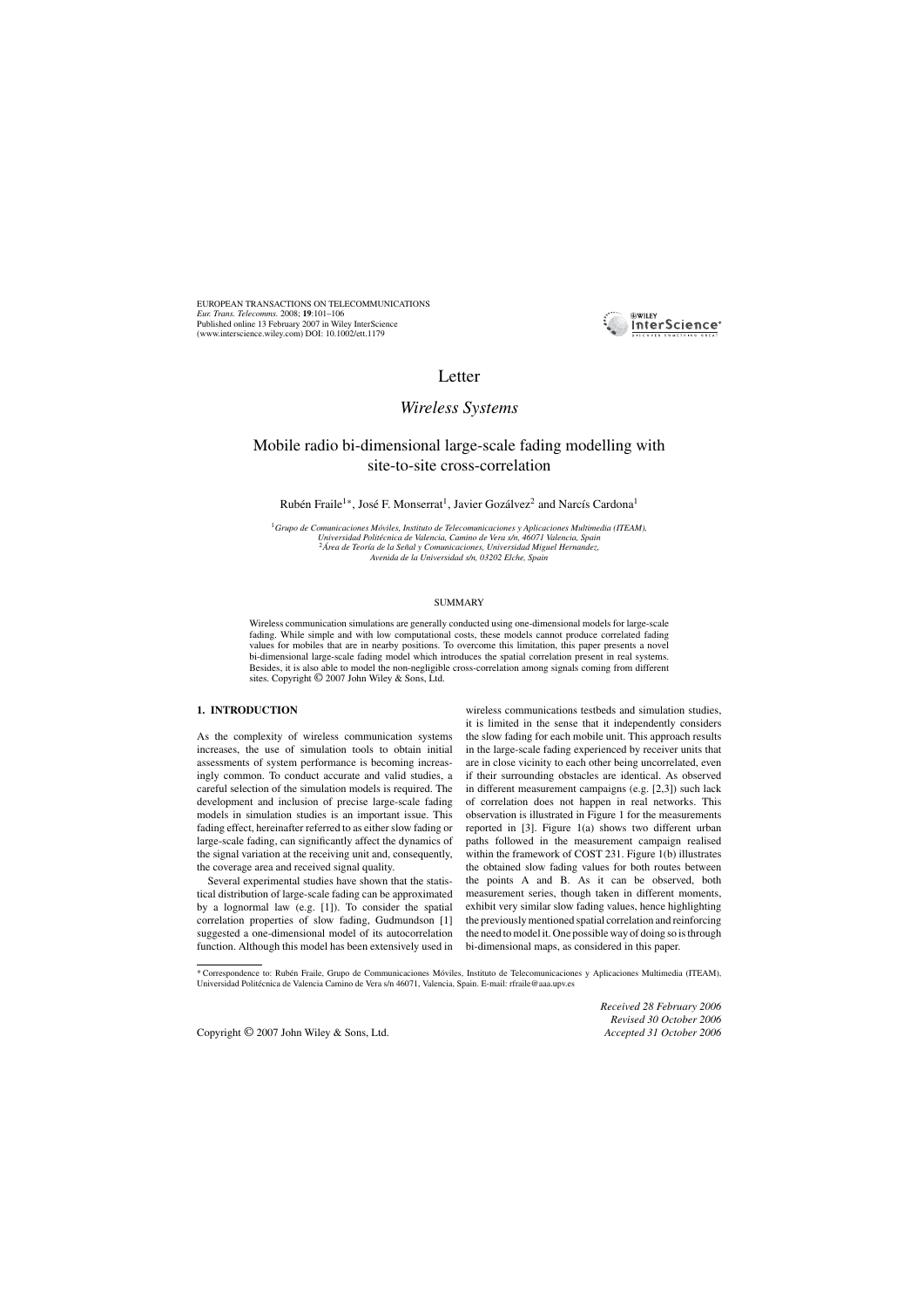Letter

*Wireless Systems*

# Mobile radio bi-dimensional large-scale fading modelling with site-to-site cross-correlation

Rubén Fraile[1]*, José F. Monserrat[1], Javier Gozálvez[2] and Narcís Cardona[1]

[1] *Grupo de Comunicaciones Móviles, Instituto de Telecomunicaciones y Aplicaciones Multimedia (ITEAM), Universidad Politécnica de Valencia, Camino de Vera s/n, 46071 Valencia, Spain*
[2] *Área de Teoría de la Señal y Comunicaciones, Universidad Miguel Hernandez, Avenida de la Universidad s/n, 03202 Elche, Spain*

## SUMMARY

Wireless communication simulations are generally conducted using one-dimensional models for large-scale fading. While simple and with low computational costs, these models cannot produce correlated fading values for mobiles that are in nearby positions. To overcome this limitation, this paper presents a novel bi-dimensional large-scale fading model which introduces the spatial correlation present in real systems. Besides, it is also able to model the non-negligible cross-correlation among signals coming from different sites. Copyright © 2007 John Wiley & Sons, Ltd.

## 1. INTRODUCTION

As the complexity of wireless communication systems increases, the use of simulation tools to obtain initial assessments of system performance is becoming increasingly common. To conduct accurate and valid studies, a careful selection of the simulation models is required. The development and inclusion of precise large-scale fading models in simulation studies is an important issue. This fading effect, hereinafter referred to as either slow fading or large-scale fading, can significantly affect the dynamics of the signal variation at the receiving unit and, consequently, the coverage area and received signal quality.

Several experimental studies have shown that the statistical distribution of large-scale fading can be approximated by a lognormal law (e.g. [1]). To consider the spatial correlation properties of slow fading, Gudmundson [1] suggested a one-dimensional model of its autocorrelation function. Although this model has been extensively used in wireless communications testbeds and simulation studies, it is limited in the sense that it independently considers the slow fading for each mobile unit. This approach results in the large-scale fading experienced by receiver units that are in close vicinity to each other being uncorrelated, even if their surrounding obstacles are identical. As observed in different measurement campaigns (e.g. [2,3]) such lack of correlation does not happen in real networks. This observation is illustrated in Figure 1 for the measurements reported in [3]. Figure 1(a) shows two different urban paths followed in the measurement campaign realised within the framework of COST 231. Figure 1(b) illustrates the obtained slow fading values for both routes between the points A and B. As it can be observed, both measurement series, though taken in different moments, exhibit very similar slow fading values, hence highlighting the previously mentioned spatial correlation and reinforcing the need to model it. One possible way of doing so is through bi-dimensional maps, as considered in this paper.

*Correspondence to: Rubén Fraile, Grupo de Communicaciones Móviles, Instituto de Telecomunicaciones y Aplicaciones Multimedia (ITEAM), Universidad Politécnica de Valencia Camino de Vera s/n 46071, Valencia, Spain. E-mail: rfraile@aaa.upv.es

Copyright © 2007 John Wiley & Sons, Ltd.

*Received 28 February 2006*
*Revised 30 October 2006*
*Accepted 31 October 2006*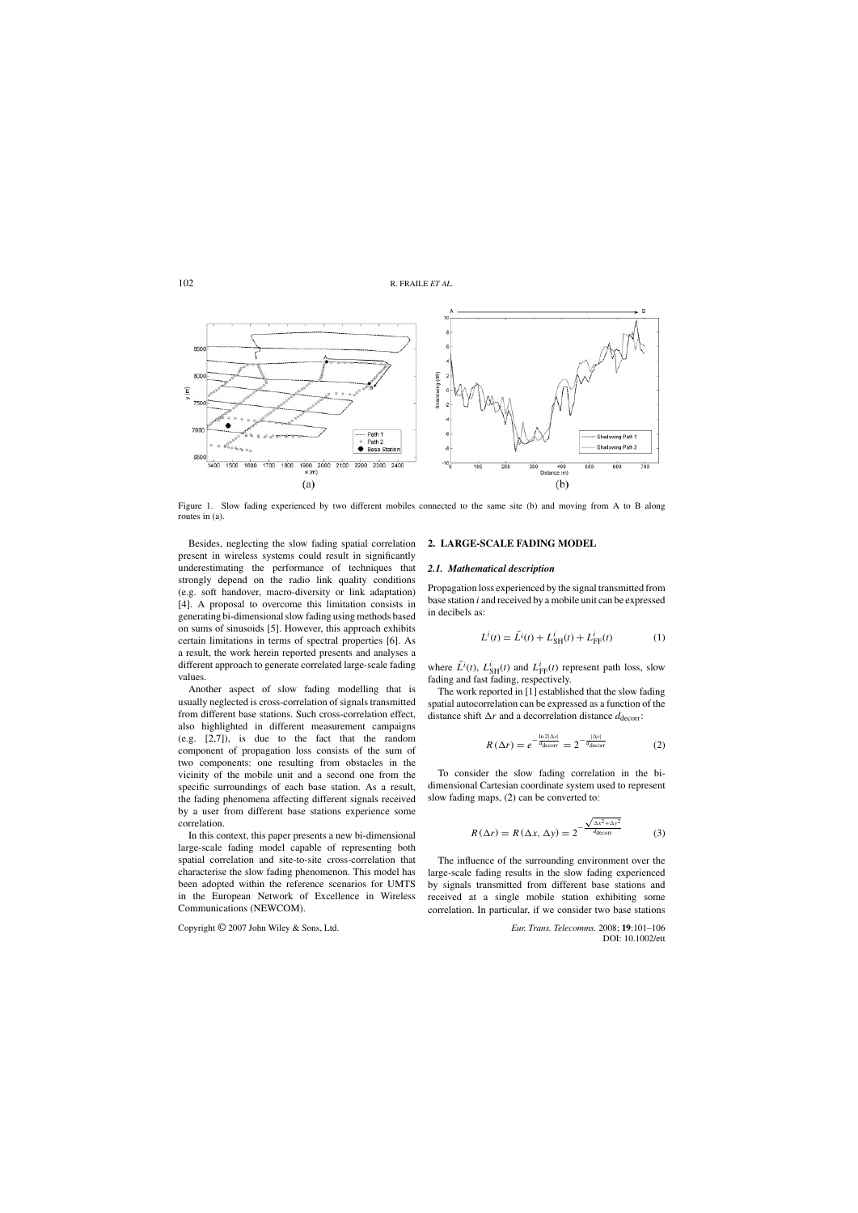Figure 1. Slow fading experienced by two different mobiles connected to the same site (b) and moving from A to B along routes in (a).

Besides, neglecting the slow fading spatial correlation present in wireless systems could result in significantly underestimating the performance of techniques that strongly depend on the radio link quality conditions (e.g. soft handover, macro-diversity or link adaptation) [4]. A proposal to overcome this limitation consists in generating bi-dimensional slow fading using methods based on sums of sinusoids [5]. However, this approach exhibits certain limitations in terms of spectral properties [6]. As a result, the work herein reported presents and analyses a different approach to generate correlated large-scale fading values.

Another aspect of slow fading modelling that is usually neglected is cross-correlation of signals transmitted from different base stations. Such cross-correlation effect, also highlighted in different measurement campaigns (e.g. [2,7]), is due to the fact that the random component of propagation loss consists of the sum of two components: one resulting from obstacles in the vicinity of the mobile unit and a second one from the specific surroundings of each base station. As a result, the fading phenomena affecting different signals received by a user from different base stations experience some correlation.

In this context, this paper presents a new bi-dimensional large-scale fading model capable of representing both spatial correlation and site-to-site cross-correlation that characterise the slow fading phenomenon. This model has been adopted within the reference scenarios for UMTS in the European Network of Excellence in Wireless Communications (NEWCOM).

## 2. LARGE-SCALE FADING MODEL

### *2.1. Mathematical description*

Propagation loss experienced by the signal transmitted from base station $i$ and received by a mobile unit can be expressed in decibels as:

$$L^i(t) = \bar{L}^i(t) + L^i_{\mathrm{SH}}(t) + L^i_{\mathrm{FF}}(t) \tag{1}$$

where $\bar{L}^i(t)$, $L^i_{\mathrm{SH}}(t)$ and $L^i_{\mathrm{FF}}(t)$ represent path loss, slow fading and fast fading, respectively.

The work reported in [1] established that the slow fading spatial autocorrelation can be expressed as a function of the distance shift $\Delta r$ and a decorrelation distance $d_{\mathrm{decorr}}$:

$$R(\Delta r) = e^{-\frac{\ln 2 |\Delta r|}{d_{\mathrm{decorr}}}} = 2^{-\frac{|\Delta r|}{d_{\mathrm{decorr}}}} \tag{2}$$

To consider the slow fading correlation in the bi-dimensional Cartesian coordinate system used to represent slow fading maps, (2) can be converted to:

$$R(\Delta r) = R(\Delta x, \Delta y) = 2^{-\frac{\sqrt{\Delta x^2 + \Delta y^2}}{d_{\mathrm{decorr}}}} \tag{3}$$

The influence of the surrounding environment over the large-scale fading results in the slow fading experienced by signals transmitted from different base stations and received at a single mobile station exhibiting some correlation. In particular, if we consider two base stations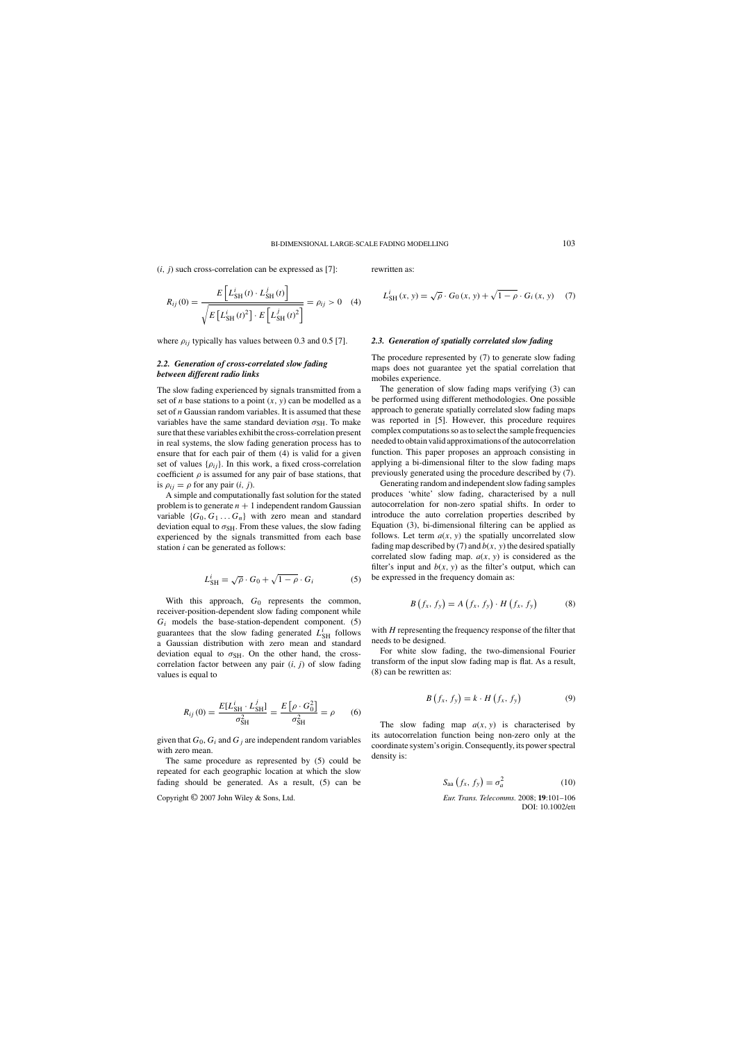$(i, j)$ such cross-correlation can be expressed as [7]:

$$R_{ij}(0) = \frac{E\left[L_{\text{SH}}^{i}(t) \cdot L_{\text{SH}}^{j}(t)\right]}{\sqrt{E\left[L_{\text{SH}}^{i}(t)^{2}\right] \cdot E\left[L_{\text{SH}}^{j}(t)^{2}\right]}} = \rho_{ij} > 0 \quad (4)$$

where $\rho_{ij}$ typically has values between 0.3 and 0.5 [7].

### *2.2. Generation of cross-correlated slow fading between different radio links*

The slow fading experienced by signals transmitted from a set of $n$ base stations to a point $(x, y)$ can be modelled as a set of $n$ Gaussian random variables. It is assumed that these variables have the same standard deviation $\sigma_{\text{SH}}$. To make sure that these variables exhibit the cross-correlation present in real systems, the slow fading generation process has to ensure that for each pair of them (4) is valid for a given set of values $\{\rho_{ij}\}$. In this work, a fixed cross-correlation coefficient $\rho$ is assumed for any pair of base stations, that is $\rho_{ij} = \rho$ for any pair $(i, j)$.

A simple and computationally fast solution for the stated problem is to generate $n + 1$ independent random Gaussian variable $\{G_0, G_1 \ldots G_n\}$ with zero mean and standard deviation equal to $\sigma_{\text{SH}}$. From these values, the slow fading experienced by the signals transmitted from each base station $i$ can be generated as follows:

$$L_{\text{SH}}^{i} = \sqrt{\rho} \cdot G_0 + \sqrt{1-\rho} \cdot G_i \quad (5)$$

With this approach, $G_0$ represents the common, receiver-position-dependent slow fading component while $G_i$ models the base-station-dependent component. (5) guarantees that the slow fading generated $L_{\text{SH}}^{i}$ follows a Gaussian distribution with zero mean and standard deviation equal to $\sigma_{\text{SH}}$. On the other hand, the cross-correlation factor between any pair $(i, j)$ of slow fading values is equal to

$$R_{ij}(0) = \frac{E[L_{\text{SH}}^{i} \cdot L_{\text{SH}}^{j}]}{\sigma_{\text{SH}}^{2}} = \frac{E\left[\rho \cdot G_0^{2}\right]}{\sigma_{\text{SH}}^{2}} = \rho \quad (6)$$

given that $G_0$, $G_i$ and $G_j$ are independent random variables with zero mean.

The same procedure as represented by (5) could be repeated for each geographic location at which the slow fading should be generated. As a result, (5) can be rewritten as:

$$L_{\text{SH}}^{i}(x, y) = \sqrt{\rho} \cdot G_0(x, y) + \sqrt{1-\rho} \cdot G_i(x, y) \quad (7)$$

### *2.3. Generation of spatially correlated slow fading*

The procedure represented by (7) to generate slow fading maps does not guarantee yet the spatial correlation that mobiles experience.

The generation of slow fading maps verifying (3) can be performed using different methodologies. One possible approach to generate spatially correlated slow fading maps was reported in [5]. However, this procedure requires complex computations so as to select the sample frequencies needed to obtain valid approximations of the autocorrelation function. This paper proposes an approach consisting in applying a bi-dimensional filter to the slow fading maps previously generated using the procedure described by (7).

Generating random and independent slow fading samples produces 'white' slow fading, characterised by a null autocorrelation for non-zero spatial shifts. In order to introduce the auto correlation properties described by Equation (3), bi-dimensional filtering can be applied as follows. Let term $a(x, y)$ the spatially uncorrelated slow fading map described by (7) and $b(x, y)$ the desired spatially correlated slow fading map. $a(x, y)$ is considered as the filter's input and $b(x, y)$ as the filter's output, which can be expressed in the frequency domain as:

$$B\left(f_x, f_y\right) = A\left(f_x, f_y\right) \cdot H\left(f_x, f_y\right) \quad (8)$$

with $H$ representing the frequency response of the filter that needs to be designed.

For white slow fading, the two-dimensional Fourier transform of the input slow fading map is flat. As a result, (8) can be rewritten as:

$$B\left(f_x, f_y\right) = k \cdot H\left(f_x, f_y\right) \quad (9)$$

The slow fading map $a(x, y)$ is characterised by its autocorrelation function being non-zero only at the coordinate system's origin. Consequently, its power spectral density is:

$$S_{\text{aa}}\left(f_x, f_y\right) = \sigma_{a}^{2} \quad (10)$$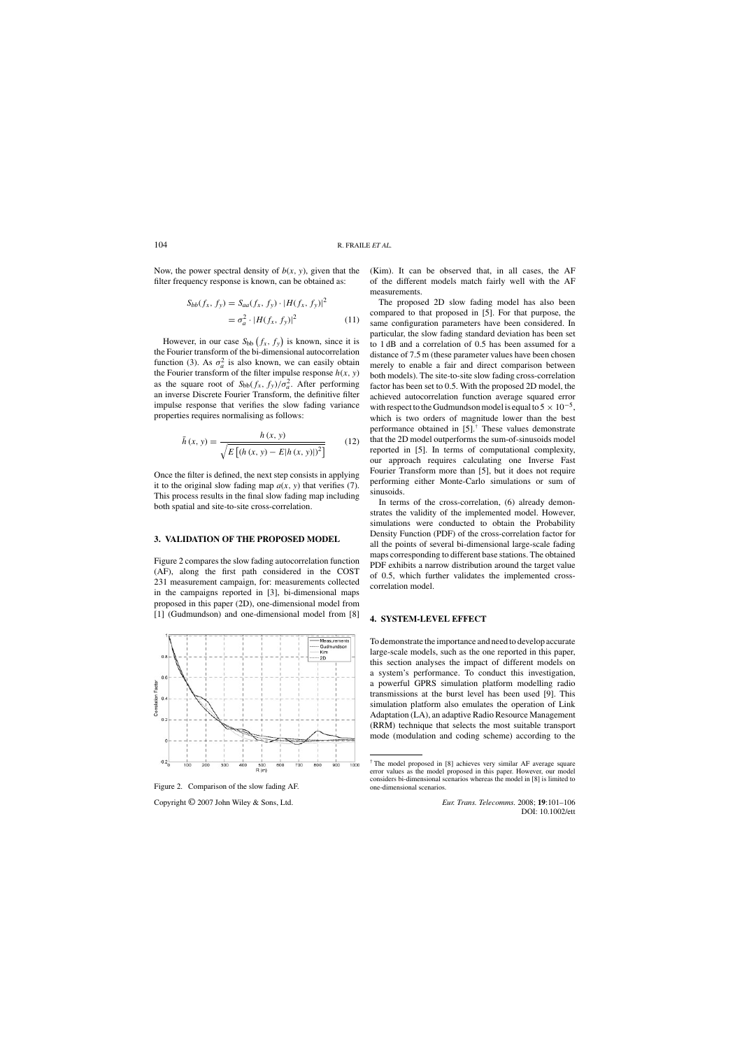Now, the power spectral density of $b(x, y)$, given that the filter frequency response is known, can be obtained as:

$$S_{bb}(f_x, f_y) = S_{aa}(f_x, f_y) \cdot |H(f_x, f_y)|^2 = \sigma_a^2 \cdot |H(f_x, f_y)|^2 \tag{11}$$

However, in our case $S_{\mathrm{bb}}(f_x, f_y)$ is known, since it is the Fourier transform of the bi-dimensional autocorrelation function (3). As $\sigma_a^2$ is also known, we can easily obtain the Fourier transform of the filter impulse response $h(x, y)$ as the square root of $S_{\mathrm{bb}}(f_x, f_y)/\sigma_a^2$. After performing an inverse Discrete Fourier Transform, the definitive filter impulse response that verifies the slow fading variance properties requires normalising as follows:

$$\bar{h}(x, y) = \frac{h(x, y)}{\sqrt{E\left[(h(x, y) - E|h(x, y)|)^2\right]}} \tag{12}$$

Once the filter is defined, the next step consists in applying it to the original slow fading map $a(x, y)$ that verifies (7). This process results in the final slow fading map including both spatial and site-to-site cross-correlation.

## 3. VALIDATION OF THE PROPOSED MODEL

Figure 2 compares the slow fading autocorrelation function (AF), along the first path considered in the COST 231 measurement campaign, for: measurements collected in the campaigns reported in [3], bi-dimensional maps proposed in this paper (2D), one-dimensional model from [1] (Gudmundson) and one-dimensional model from [8] (Kim). It can be observed that, in all cases, the AF of the different models match fairly well with the AF measurements.

Figure 2. Comparison of the slow fading AF.

The proposed 2D slow fading model has also been compared to that proposed in [5]. For that purpose, the same configuration parameters have been considered. In particular, the slow fading standard deviation has been set to 1 dB and a correlation of 0.5 has been assumed for a distance of 7.5 m (these parameter values have been chosen merely to enable a fair and direct comparison between both models). The site-to-site slow fading cross-correlation factor has been set to 0.5. With the proposed 2D model, the achieved autocorrelation function average squared error with respect to the Gudmundson model is equal to $5 \times 10^{-5}$, which is two orders of magnitude lower than the best performance obtained in [5].[†] These values demonstrate that the 2D model outperforms the sum-of-sinusoids model reported in [5]. In terms of computational complexity, our approach requires calculating one Inverse Fast Fourier Transform more than [5], but it does not require performing either Monte-Carlo simulations or sum of sinusoids.

In terms of the cross-correlation, (6) already demonstrates the validity of the implemented model. However, simulations were conducted to obtain the Probability Density Function (PDF) of the cross-correlation factor for all the points of several bi-dimensional large-scale fading maps corresponding to different base stations. The obtained PDF exhibits a narrow distribution around the target value of 0.5, which further validates the implemented cross-correlation model.

## 4. SYSTEM-LEVEL EFFECT

To demonstrate the importance and need to develop accurate large-scale models, such as the one reported in this paper, this section analyses the impact of different models on a system's performance. To conduct this investigation, a powerful GPRS simulation platform modelling radio transmissions at the burst level has been used [9]. This simulation platform also emulates the operation of Link Adaptation (LA), an adaptive Radio Resource Management (RRM) technique that selects the most suitable transport mode (modulation and coding scheme) according to the

[†] The model proposed in [8] achieves very similar AF average square error values as the model proposed in this paper. However, our model considers bi-dimensional scenarios whereas the model in [8] is limited to one-dimensional scenarios.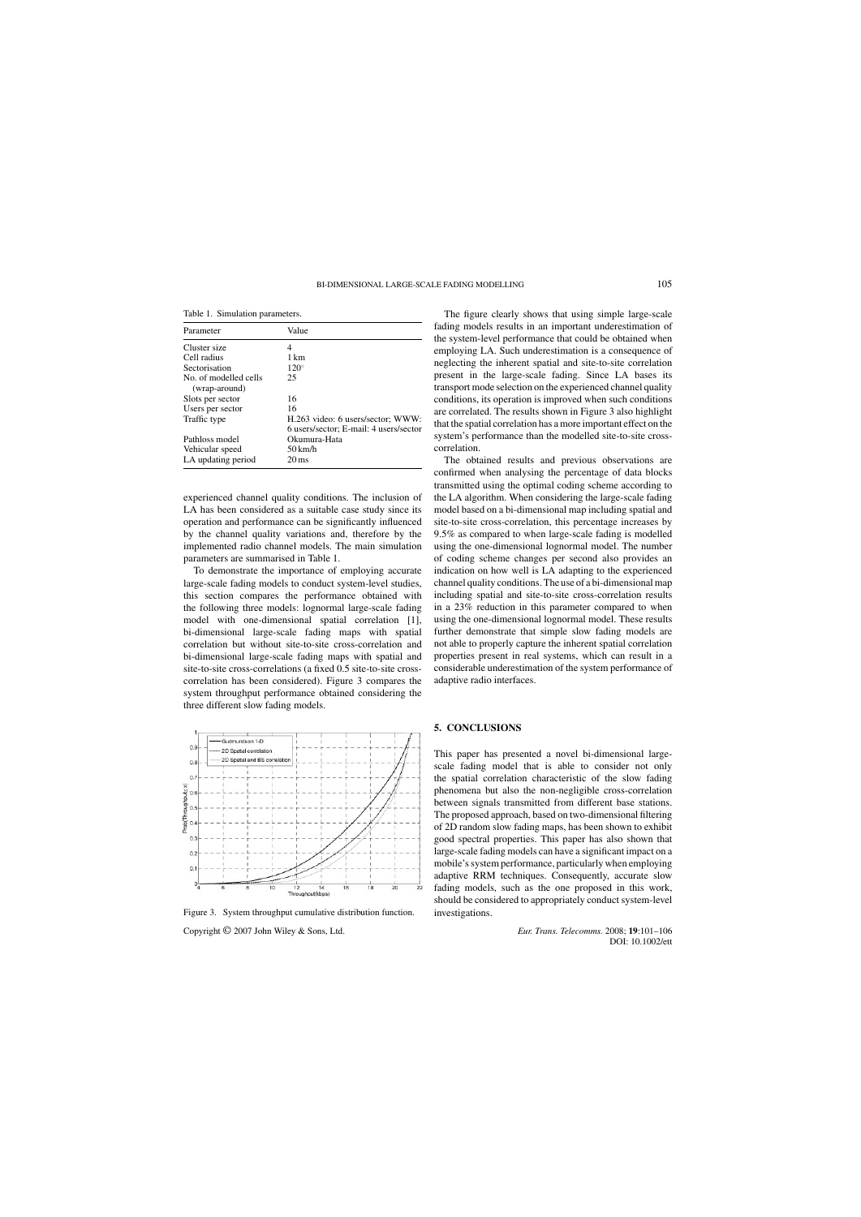Table 1. Simulation parameters.

| Parameter | Value |
|---|---|
| Cluster size | 4 |
| Cell radius | 1 km |
| Sectorisation | 120° |
| No. of modelled cells (wrap-around) | 25 |
| Slots per sector | 16 |
| Users per sector | 16 |
| Traffic type | H.263 video: 6 users/sector; WWW: 6 users/sector; E-mail: 4 users/sector |
| Pathloss model | Okumura-Hata |
| Vehicular speed | 50 km/h |
| LA updating period | 20 ms |

experienced channel quality conditions. The inclusion of LA has been considered as a suitable case study since its operation and performance can be significantly influenced by the channel quality variations and, therefore by the implemented radio channel models. The main simulation parameters are summarised in Table 1.

To demonstrate the importance of employing accurate large-scale fading models to conduct system-level studies, this section compares the performance obtained with the following three models: lognormal large-scale fading model with one-dimensional spatial correlation [1], bi-dimensional large-scale fading maps with spatial correlation but without site-to-site cross-correlation and bi-dimensional large-scale fading maps with spatial and site-to-site cross-correlations (a fixed 0.5 site-to-site cross-correlation has been considered). Figure 3 compares the system throughput performance obtained considering the three different slow fading models.

Figure 3. System throughput cumulative distribution function.

The figure clearly shows that using simple large-scale fading models results in an important underestimation of the system-level performance that could be obtained when employing LA. Such underestimation is a consequence of neglecting the inherent spatial and site-to-site correlation present in the large-scale fading. Since LA bases its transport mode selection on the experienced channel quality conditions, its operation is improved when such conditions are correlated. The results shown in Figure 3 also highlight that the spatial correlation has a more important effect on the system's performance than the modelled site-to-site cross-correlation.

The obtained results and previous observations are confirmed when analysing the percentage of data blocks transmitted using the optimal coding scheme according to the LA algorithm. When considering the large-scale fading model based on a bi-dimensional map including spatial and site-to-site cross-correlation, this percentage increases by 9.5% as compared to when large-scale fading is modelled using the one-dimensional lognormal model. The number of coding scheme changes per second also provides an indication on how well is LA adapting to the experienced channel quality conditions. The use of a bi-dimensional map including spatial and site-to-site cross-correlation results in a 23% reduction in this parameter compared to when using the one-dimensional lognormal model. These results further demonstrate that simple slow fading models are not able to properly capture the inherent spatial correlation properties present in real systems, which can result in a considerable underestimation of the system performance of adaptive radio interfaces.

## 5. CONCLUSIONS

This paper has presented a novel bi-dimensional large-scale fading model that is able to consider not only the spatial correlation characteristic of the slow fading phenomena but also the non-negligible cross-correlation between signals transmitted from different base stations. The proposed approach, based on two-dimensional filtering of 2D random slow fading maps, has been shown to exhibit good spectral properties. This paper has also shown that large-scale fading models can have a significant impact on a mobile's system performance, particularly when employing adaptive RRM techniques. Consequently, accurate slow fading models, such as the one proposed in this work, should be considered to appropriately conduct system-level investigations.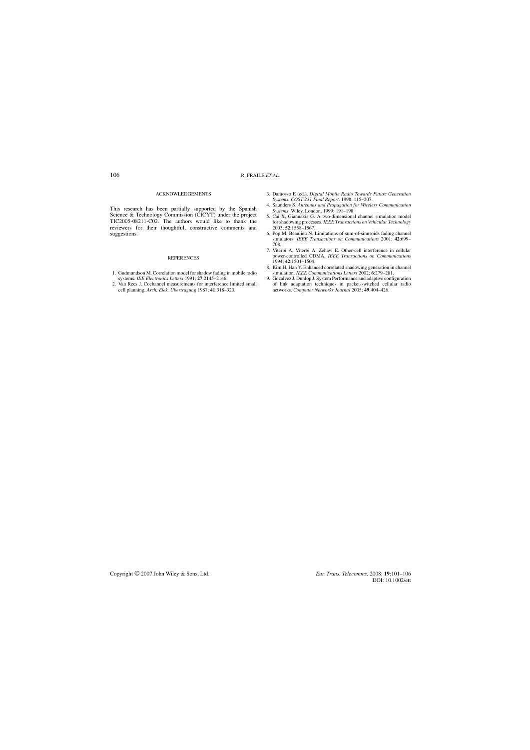## ACKNOWLEDGEMENTS

This research has been partially supported by the Spanish Science & Technology Commission (CICYT) under the project TIC2005-08211-C02. The authors would like to thank the reviewers for their thoughtful, constructive comments and suggestions.

## REFERENCES

1. Gudmundson M. Correlation model for shadow fading in mobile radio systems. *IEE Electronics Letters* 1991; **27**:2145–2146.
2. Van Rees J. Cochannel measurements for interference limited small cell planning. *Arch. Elek. Ubertragung* 1987; **41**:318–320.
3. Damosso E (ed.). *Digital Mobile Radio Towards Future Generation Systems. COST 231 Final Report*. 1998; 115–207.
4. Saunders S. *Antennas and Propagation for Wireless Communication Systems*. Wiley, London, 1999; 191–198.
5. Cai X, Giannakis G. A two-dimensional channel simulation model for shadowing processes. *IEEE Transactions on Vehicular Technology* 2003; **52**:1558–1567.
6. Pop M, Beaulieu N. Limitations of sum-of-sinusoids fading channel simulators. *IEEE Transactions on Communications* 2001; **42**:699–708.
7. Viterbi A, Viterbi A, Zehavi E. Other-cell interference in cellular power-controlled CDMA. *IEEE Transactions on Communications* 1994; **42**:1501–1504.
8. Kim H, Han Y. Enhanced correlated shadowing generation in channel simulation. *IEEE Communications Letters* 2002; **6**:279–281.
9. Gozalvez J, Dunlop J. System Performance and adaptive configuration of link adaptation techniques in packet-switched cellular radio networks. *Computer Networks Journal* 2005; **49**:404–426.